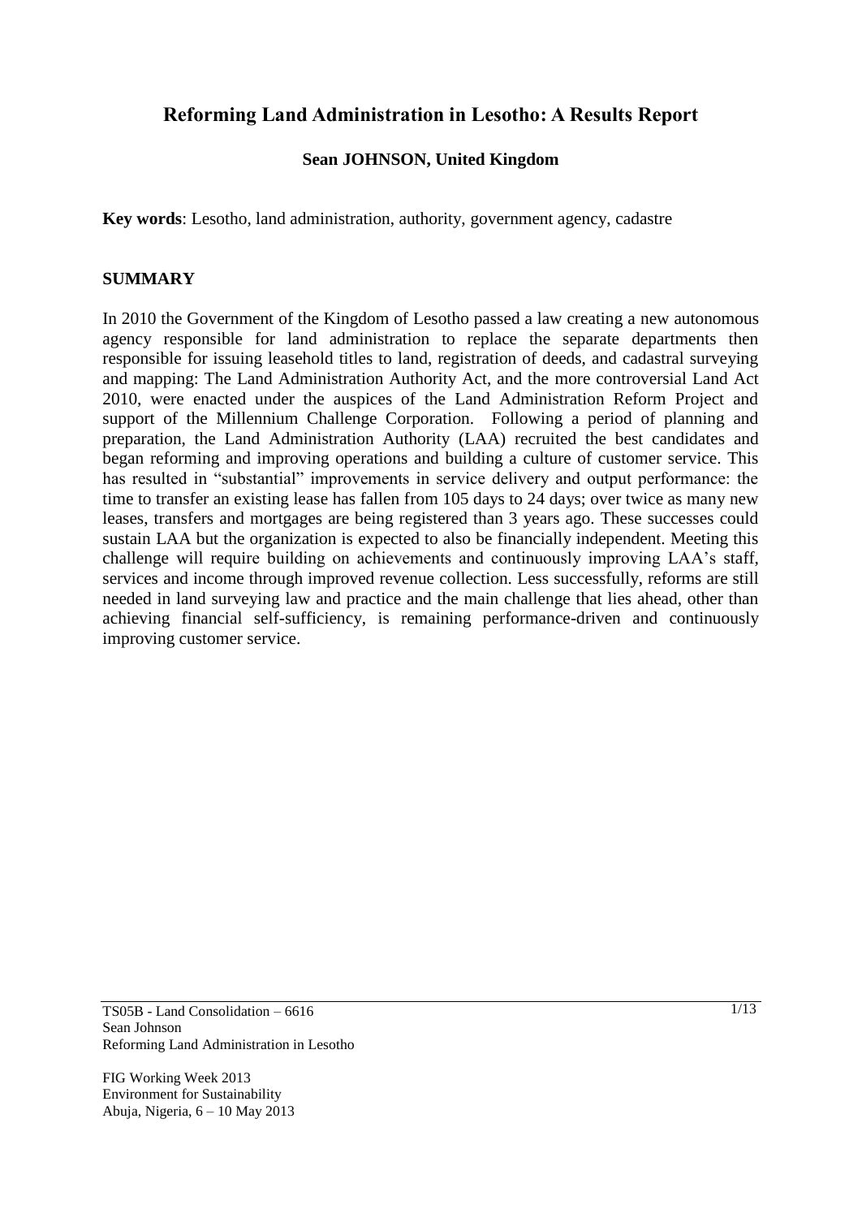# Reforming Land Administration in Lesotho: A Results Report

**Sean JOHNSON, United Kingdom**

**Key words**: Lesotho, land administration, authority, government agency, cadastre

## SUMMARY

In 2010 the Government of the Kingdom of Lesotho passed a law creating a new autonomous agency responsible for land administration to replace the separate departments then responsible for issuing leasehold titles to land, registration of deeds, and cadastral surveying and mapping: The Land Administration Authority Act, and the more controversial Land Act 2010, were enacted under the auspices of the Land Administration Reform Project and support of the Millennium Challenge Corporation. Following a period of planning and preparation, the Land Administration Authority (LAA) recruited the best candidates and began reforming and improving operations and building a culture of customer service. This has resulted in "substantial" improvements in service delivery and output performance: the time to transfer an existing lease has fallen from 105 days to 24 days; over twice as many new leases, transfers and mortgages are being registered than 3 years ago. These successes could sustain LAA but the organization is expected to also be financially independent. Meeting this challenge will require building on achievements and continuously improving LAA's staff, services and income through improved revenue collection. Less successfully, reforms are still needed in land surveying law and practice and the main challenge that lies ahead, other than achieving financial self-sufficiency, is remaining performance-driven and continuously improving customer service.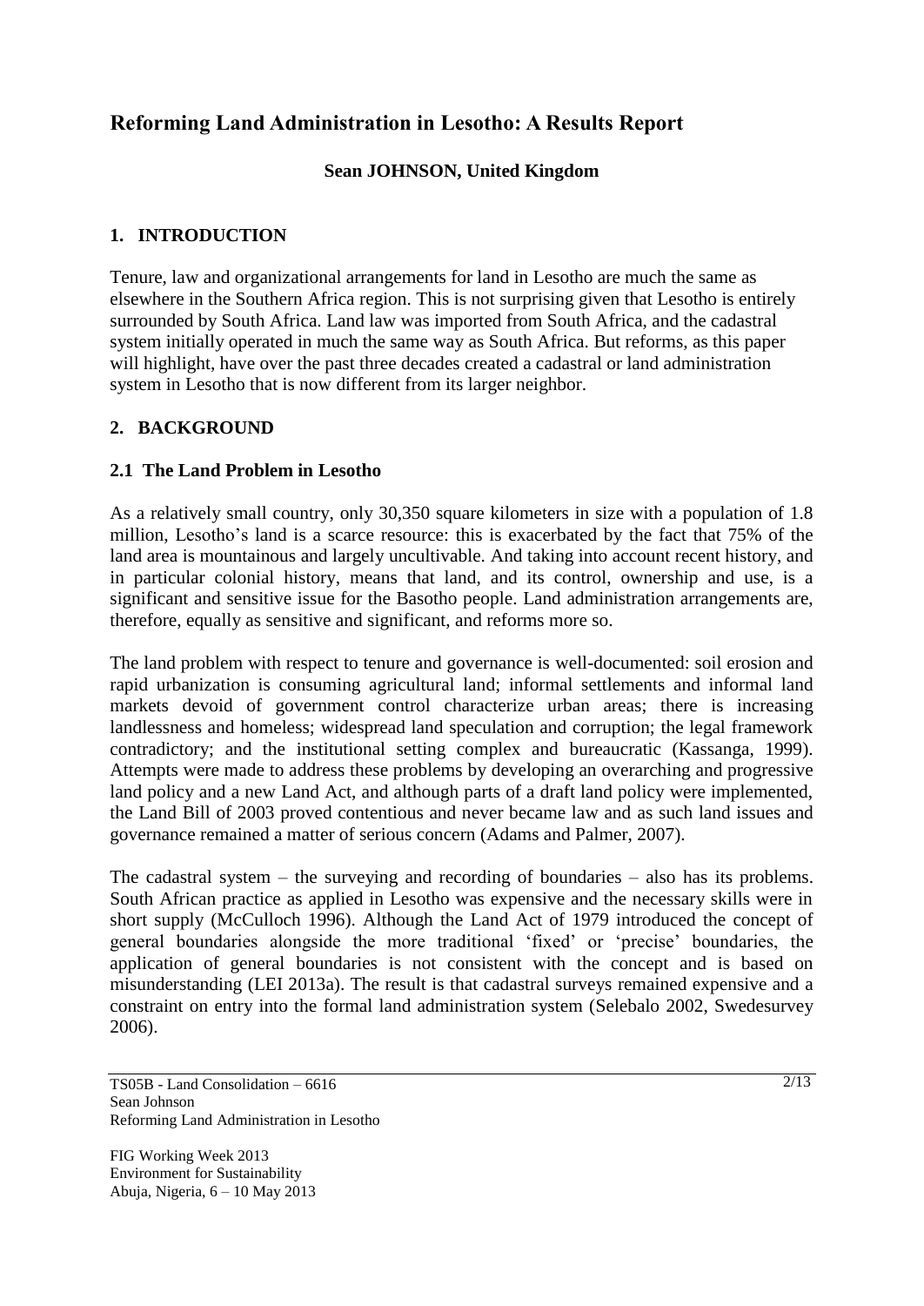# Reforming Land Administration in Lesotho: A Results Report

**Sean JOHNSON, United Kingdom**

## 1. INTRODUCTION

Tenure, law and organizational arrangements for land in Lesotho are much the same as elsewhere in the Southern Africa region. This is not surprising given that Lesotho is entirely surrounded by South Africa. Land law was imported from South Africa, and the cadastral system initially operated in much the same way as South Africa. But reforms, as this paper will highlight, have over the past three decades created a cadastral or land administration system in Lesotho that is now different from its larger neighbor.

## 2. BACKGROUND

### 2.1 The Land Problem in Lesotho

As a relatively small country, only 30,350 square kilometers in size with a population of 1.8 million, Lesotho's land is a scarce resource: this is exacerbated by the fact that 75% of the land area is mountainous and largely uncultivable. And taking into account recent history, and in particular colonial history, means that land, and its control, ownership and use, is a significant and sensitive issue for the Basotho people. Land administration arrangements are, therefore, equally as sensitive and significant, and reforms more so.

The land problem with respect to tenure and governance is well-documented: soil erosion and rapid urbanization is consuming agricultural land; informal settlements and informal land markets devoid of government control characterize urban areas; there is increasing landlessness and homeless; widespread land speculation and corruption; the legal framework contradictory; and the institutional setting complex and bureaucratic (Kassanga, 1999). Attempts were made to address these problems by developing an overarching and progressive land policy and a new Land Act, and although parts of a draft land policy were implemented, the Land Bill of 2003 proved contentious and never became law and as such land issues and governance remained a matter of serious concern (Adams and Palmer, 2007).

The cadastral system – the surveying and recording of boundaries – also has its problems. South African practice as applied in Lesotho was expensive and the necessary skills were in short supply (McCulloch 1996). Although the Land Act of 1979 introduced the concept of general boundaries alongside the more traditional 'fixed' or 'precise' boundaries, the application of general boundaries is not consistent with the concept and is based on misunderstanding (LEI 2013a). The result is that cadastral surveys remained expensive and a constraint on entry into the formal land administration system (Selebalo 2002, Swedesurvey 2006).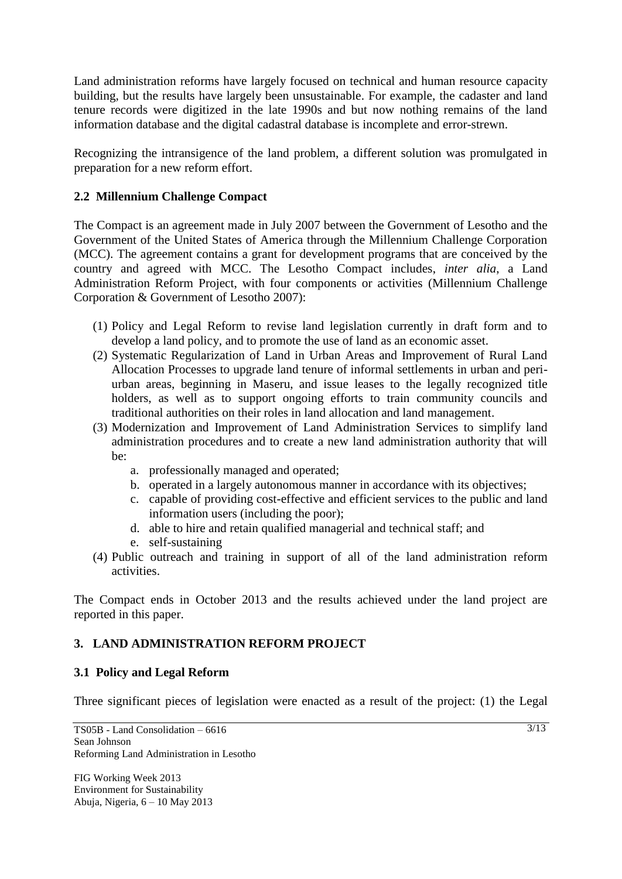Land administration reforms have largely focused on technical and human resource capacity building, but the results have largely been unsustainable. For example, the cadaster and land tenure records were digitized in the late 1990s and but now nothing remains of the land information database and the digital cadastral database is incomplete and error-strewn.

Recognizing the intransigence of the land problem, a different solution was promulgated in preparation for a new reform effort.

### 2.2 Millennium Challenge Compact

The Compact is an agreement made in July 2007 between the Government of Lesotho and the Government of the United States of America through the Millennium Challenge Corporation (MCC). The agreement contains a grant for development programs that are conceived by the country and agreed with MCC. The Lesotho Compact includes, *inter alia*, a Land Administration Reform Project, with four components or activities (Millennium Challenge Corporation & Government of Lesotho 2007):

1. Policy and Legal Reform to revise land legislation currently in draft form and to develop a land policy, and to promote the use of land as an economic asset.
2. Systematic Regularization of Land in Urban Areas and Improvement of Rural Land Allocation Processes to upgrade land tenure of informal settlements in urban and peri-urban areas, beginning in Maseru, and issue leases to the legally recognized title holders, as well as to support ongoing efforts to train community councils and traditional authorities on their roles in land allocation and land management.
3. Modernization and Improvement of Land Administration Services to simplify land administration procedures and to create a new land administration authority that will be:
   a. professionally managed and operated;
   b. operated in a largely autonomous manner in accordance with its objectives;
   c. capable of providing cost-effective and efficient services to the public and land information users (including the poor);
   d. able to hire and retain qualified managerial and technical staff; and
   e. self-sustaining
4. Public outreach and training in support of all of the land administration reform activities.

The Compact ends in October 2013 and the results achieved under the land project are reported in this paper.

## 3. LAND ADMINISTRATION REFORM PROJECT

### 3.1 Policy and Legal Reform

Three significant pieces of legislation were enacted as a result of the project: (1) the Legal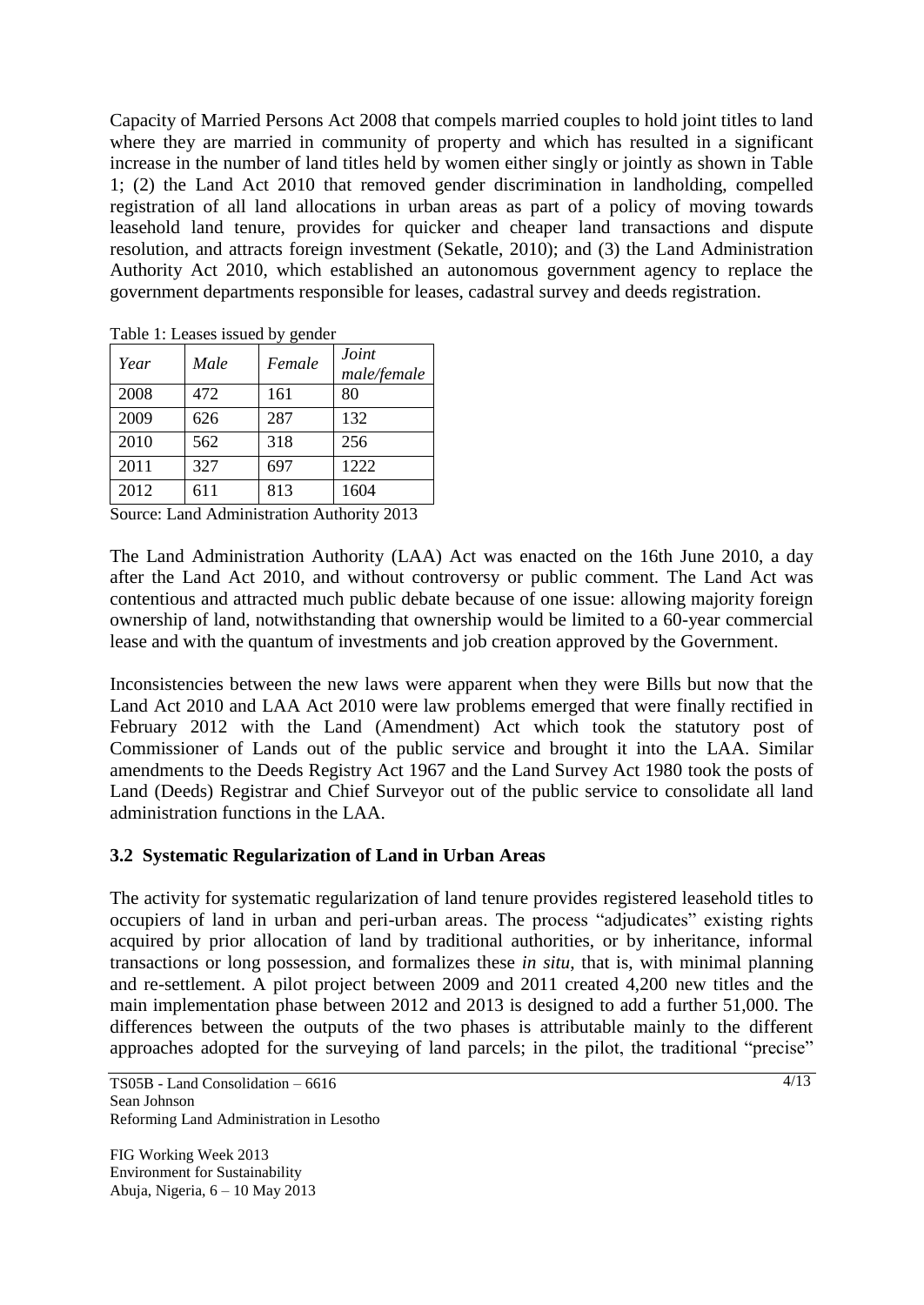Capacity of Married Persons Act 2008 that compels married couples to hold joint titles to land where they are married in community of property and which has resulted in a significant increase in the number of land titles held by women either singly or jointly as shown in Table 1; (2) the Land Act 2010 that removed gender discrimination in landholding, compelled registration of all land allocations in urban areas as part of a policy of moving towards leasehold land tenure, provides for quicker and cheaper land transactions and dispute resolution, and attracts foreign investment (Sekatle, 2010); and (3) the Land Administration Authority Act 2010, which established an autonomous government agency to replace the government departments responsible for leases, cadastral survey and deeds registration.

Table 1: Leases issued by gender

| *Year* | *Male* | *Female* | *Joint male/female* |
|---|---|---|---|
| 2008 | 472 | 161 | 80 |
| 2009 | 626 | 287 | 132 |
| 2010 | 562 | 318 | 256 |
| 2011 | 327 | 697 | 1222 |
| 2012 | 611 | 813 | 1604 |

Source: Land Administration Authority 2013

The Land Administration Authority (LAA) Act was enacted on the 16th June 2010, a day after the Land Act 2010, and without controversy or public comment. The Land Act was contentious and attracted much public debate because of one issue: allowing majority foreign ownership of land, notwithstanding that ownership would be limited to a 60-year commercial lease and with the quantum of investments and job creation approved by the Government.

Inconsistencies between the new laws were apparent when they were Bills but now that the Land Act 2010 and LAA Act 2010 were law problems emerged that were finally rectified in February 2012 with the Land (Amendment) Act which took the statutory post of Commissioner of Lands out of the public service and brought it into the LAA. Similar amendments to the Deeds Registry Act 1967 and the Land Survey Act 1980 took the posts of Land (Deeds) Registrar and Chief Surveyor out of the public service to consolidate all land administration functions in the LAA.

### 3.2 Systematic Regularization of Land in Urban Areas

The activity for systematic regularization of land tenure provides registered leasehold titles to occupiers of land in urban and peri-urban areas. The process "adjudicates" existing rights acquired by prior allocation of land by traditional authorities, or by inheritance, informal transactions or long possession, and formalizes these *in situ*, that is, with minimal planning and re-settlement. A pilot project between 2009 and 2011 created 4,200 new titles and the main implementation phase between 2012 and 2013 is designed to add a further 51,000. The differences between the outputs of the two phases is attributable mainly to the different approaches adopted for the surveying of land parcels; in the pilot, the traditional "precise"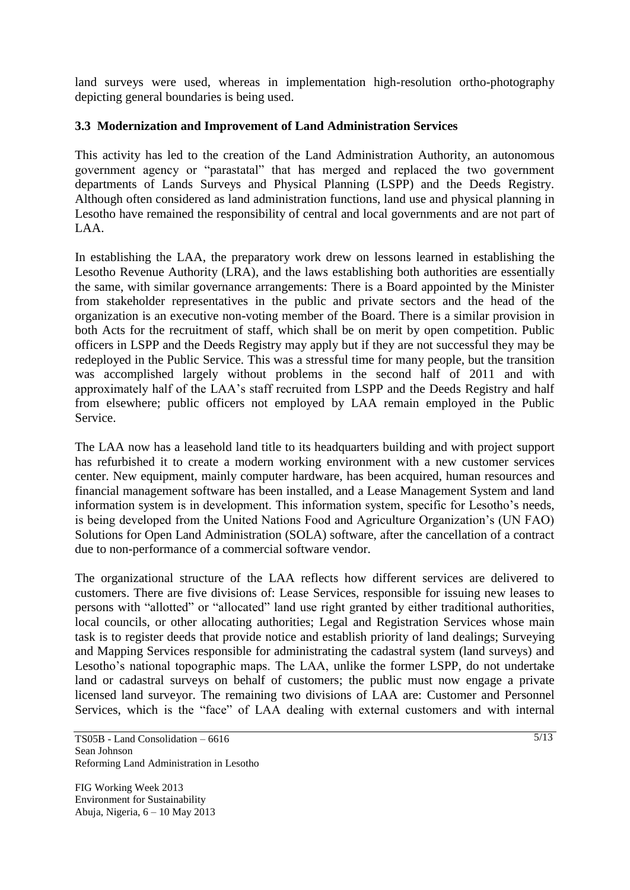land surveys were used, whereas in implementation high-resolution ortho-photography depicting general boundaries is being used.

### 3.3 Modernization and Improvement of Land Administration Services

This activity has led to the creation of the Land Administration Authority, an autonomous government agency or "parastatal" that has merged and replaced the two government departments of Lands Surveys and Physical Planning (LSPP) and the Deeds Registry. Although often considered as land administration functions, land use and physical planning in Lesotho have remained the responsibility of central and local governments and are not part of LAA.

In establishing the LAA, the preparatory work drew on lessons learned in establishing the Lesotho Revenue Authority (LRA), and the laws establishing both authorities are essentially the same, with similar governance arrangements: There is a Board appointed by the Minister from stakeholder representatives in the public and private sectors and the head of the organization is an executive non-voting member of the Board. There is a similar provision in both Acts for the recruitment of staff, which shall be on merit by open competition. Public officers in LSPP and the Deeds Registry may apply but if they are not successful they may be redeployed in the Public Service. This was a stressful time for many people, but the transition was accomplished largely without problems in the second half of 2011 and with approximately half of the LAA's staff recruited from LSPP and the Deeds Registry and half from elsewhere; public officers not employed by LAA remain employed in the Public Service.

The LAA now has a leasehold land title to its headquarters building and with project support has refurbished it to create a modern working environment with a new customer services center. New equipment, mainly computer hardware, has been acquired, human resources and financial management software has been installed, and a Lease Management System and land information system is in development. This information system, specific for Lesotho's needs, is being developed from the United Nations Food and Agriculture Organization's (UN FAO) Solutions for Open Land Administration (SOLA) software, after the cancellation of a contract due to non-performance of a commercial software vendor.

The organizational structure of the LAA reflects how different services are delivered to customers. There are five divisions of: Lease Services, responsible for issuing new leases to persons with "allotted" or "allocated" land use right granted by either traditional authorities, local councils, or other allocating authorities; Legal and Registration Services whose main task is to register deeds that provide notice and establish priority of land dealings; Surveying and Mapping Services responsible for administrating the cadastral system (land surveys) and Lesotho's national topographic maps. The LAA, unlike the former LSPP, do not undertake land or cadastral surveys on behalf of customers; the public must now engage a private licensed land surveyor. The remaining two divisions of LAA are: Customer and Personnel Services, which is the "face" of LAA dealing with external customers and with internal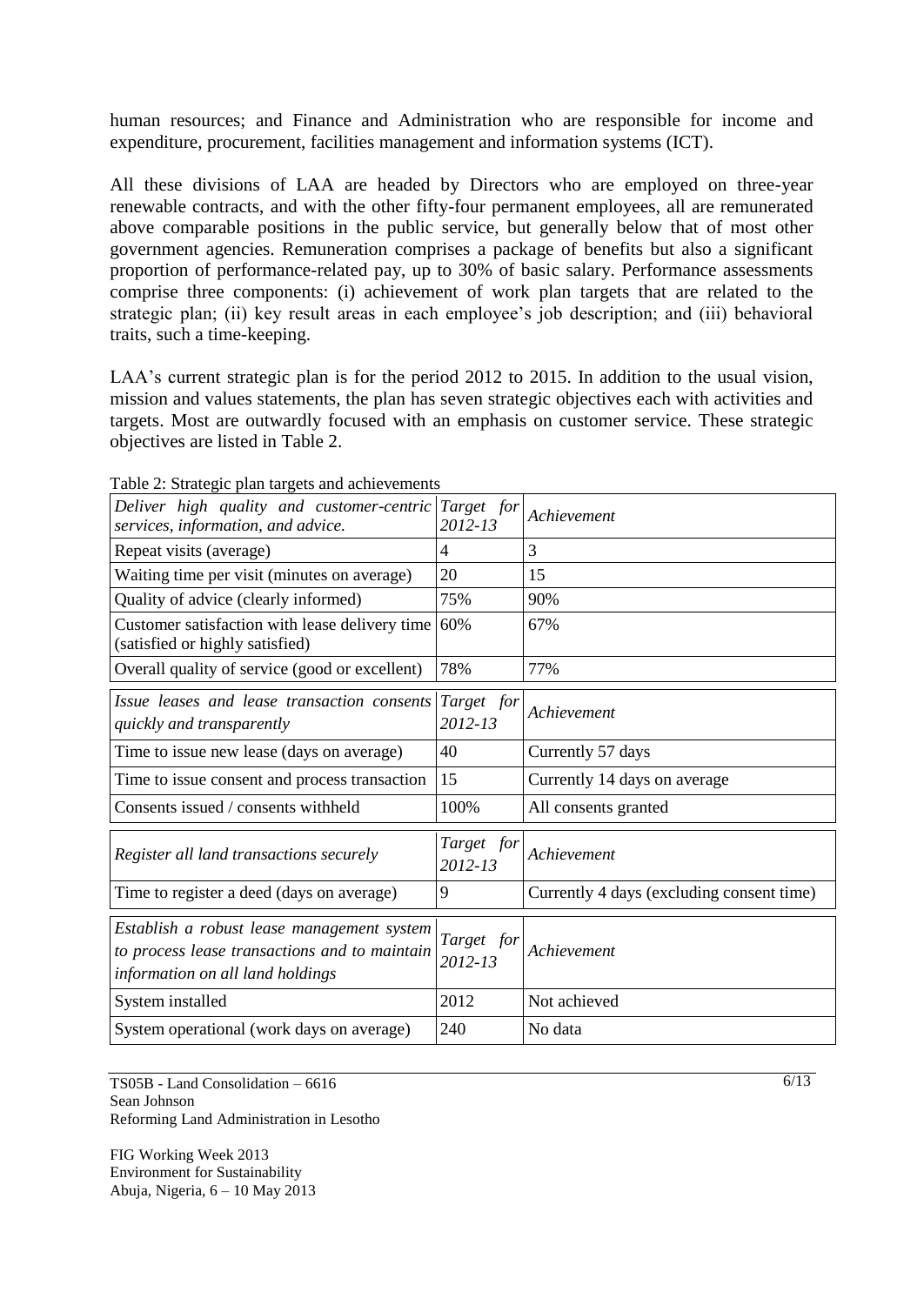human resources; and Finance and Administration who are responsible for income and expenditure, procurement, facilities management and information systems (ICT).

All these divisions of LAA are headed by Directors who are employed on three-year renewable contracts, and with the other fifty-four permanent employees, all are remunerated above comparable positions in the public service, but generally below that of most other government agencies. Remuneration comprises a package of benefits but also a significant proportion of performance-related pay, up to 30% of basic salary. Performance assessments comprise three components: (i) achievement of work plan targets that are related to the strategic plan; (ii) key result areas in each employee's job description; and (iii) behavioral traits, such a time-keeping.

LAA's current strategic plan is for the period 2012 to 2015. In addition to the usual vision, mission and values statements, the plan has seven strategic objectives each with activities and targets. Most are outwardly focused with an emphasis on customer service. These strategic objectives are listed in Table 2.

Table 2: Strategic plan targets and achievements

| *Deliver high quality and customer-centric services, information, and advice.* | *Target for 2012-13* | *Achievement* |
|---|---|---|
| Repeat visits (average) | 4 | 3 |
| Waiting time per visit (minutes on average) | 20 | 15 |
| Quality of advice (clearly informed) | 75% | 90% |
| Customer satisfaction with lease delivery time (satisfied or highly satisfied) | 60% | 67% |
| Overall quality of service (good or excellent) | 78% | 77% |
| *Issue leases and lease transaction consents quickly and transparently* | *Target for 2012-13* | *Achievement* |
| Time to issue new lease (days on average) | 40 | Currently 57 days |
| Time to issue consent and process transaction | 15 | Currently 14 days on average |
| Consents issued / consents withheld | 100% | All consents granted |
| *Register all land transactions securely* | *Target for 2012-13* | *Achievement* |
| Time to register a deed (days on average) | 9 | Currently 4 days (excluding consent time) |
| *Establish a robust lease management system to process lease transactions and to maintain information on all land holdings* | *Target for 2012-13* | *Achievement* |
| System installed | 2012 | Not achieved |
| System operational (work days on average) | 240 | No data |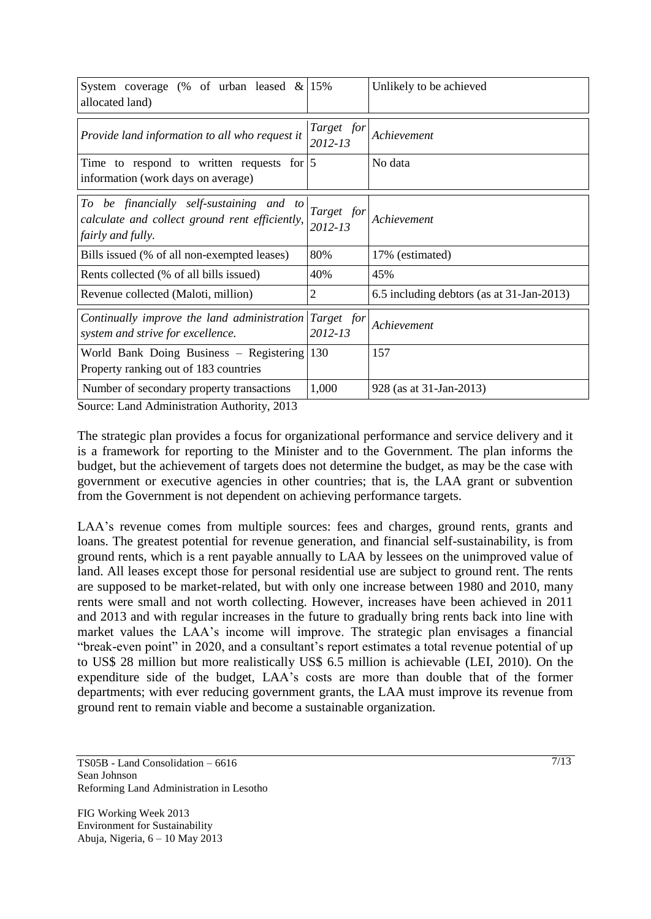| System coverage (% of urban leased & allocated land) | 15% | Unlikely to be achieved |
|---|---|---|
| *Provide land information to all who request it* | *Target for 2012-13* | *Achievement* |
| Time to respond to written requests for information (work days on average) | 5 | No data |
| *To be financially self-sustaining and to calculate and collect ground rent efficiently, fairly and fully.* | *Target for 2012-13* | *Achievement* |
| Bills issued (% of all non-exempted leases) | 80% | 17% (estimated) |
| Rents collected (% of all bills issued) | 40% | 45% |
| Revenue collected (Maloti, million) | 2 | 6.5 including debtors (as at 31-Jan-2013) |
| *Continually improve the land administration system and strive for excellence.* | *Target for 2012-13* | *Achievement* |
| World Bank Doing Business – Registering Property ranking out of 183 countries | 130 | 157 |
| Number of secondary property transactions | 1,000 | 928 (as at 31-Jan-2013) |

Source: Land Administration Authority, 2013

The strategic plan provides a focus for organizational performance and service delivery and it is a framework for reporting to the Minister and to the Government. The plan informs the budget, but the achievement of targets does not determine the budget, as may be the case with government or executive agencies in other countries; that is, the LAA grant or subvention from the Government is not dependent on achieving performance targets.

LAA's revenue comes from multiple sources: fees and charges, ground rents, grants and loans. The greatest potential for revenue generation, and financial self-sustainability, is from ground rents, which is a rent payable annually to LAA by lessees on the unimproved value of land. All leases except those for personal residential use are subject to ground rent. The rents are supposed to be market-related, but with only one increase between 1980 and 2010, many rents were small and not worth collecting. However, increases have been achieved in 2011 and 2013 and with regular increases in the future to gradually bring rents back into line with market values the LAA's income will improve. The strategic plan envisages a financial "break-even point" in 2020, and a consultant's report estimates a total revenue potential of up to US$ 28 million but more realistically US$ 6.5 million is achievable (LEI, 2010). On the expenditure side of the budget, LAA's costs are more than double that of the former departments; with ever reducing government grants, the LAA must improve its revenue from ground rent to remain viable and become a sustainable organization.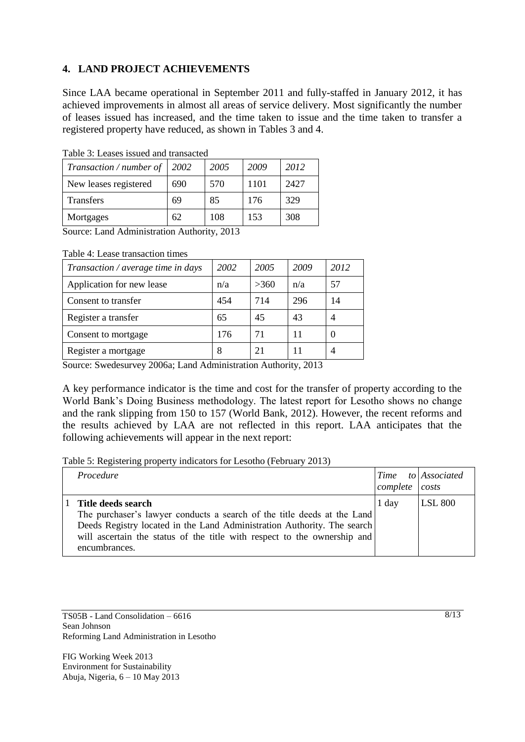## 4. LAND PROJECT ACHIEVEMENTS

Since LAA became operational in September 2011 and fully-staffed in January 2012, it has achieved improvements in almost all areas of service delivery. Most significantly the number of leases issued has increased, and the time taken to issue and the time taken to transfer a registered property have reduced, as shown in Tables 3 and 4.

Table 3: Leases issued and transacted

| *Transaction / number of* | *2002* | *2005* | *2009* | *2012* |
|---|---|---|---|---|
| New leases registered | 690 | 570 | 1101 | 2427 |
| Transfers | 69 | 85 | 176 | 329 |
| Mortgages | 62 | 108 | 153 | 308 |

Source: Land Administration Authority, 2013

Table 4: Lease transaction times

| *Transaction / average time in days* | *2002* | *2005* | *2009* | *2012* |
|---|---|---|---|---|
| Application for new lease | n/a | >360 | n/a | 57 |
| Consent to transfer | 454 | 714 | 296 | 14 |
| Register a transfer | 65 | 45 | 43 | 4 |
| Consent to mortgage | 176 | 71 | 11 | 0 |
| Register a mortgage | 8 | 21 | 11 | 4 |

Source: Swedesurvey 2006a; Land Administration Authority, 2013

A key performance indicator is the time and cost for the transfer of property according to the World Bank's Doing Business methodology. The latest report for Lesotho shows no change and the rank slipping from 150 to 157 (World Bank, 2012). However, the recent reforms and the results achieved by LAA are not reflected in this report. LAA anticipates that the following achievements will appear in the next report:

Table 5: Registering property indicators for Lesotho (February 2013)

| | *Procedure* | *Time to complete* | *Associated costs* |
|---|---|---|---|
| 1 | **Title deeds search** The purchaser's lawyer conducts a search of the title deeds at the Land Deeds Registry located in the Land Administration Authority. The search will ascertain the status of the title with respect to the ownership and encumbrances. | 1 day | LSL 800 |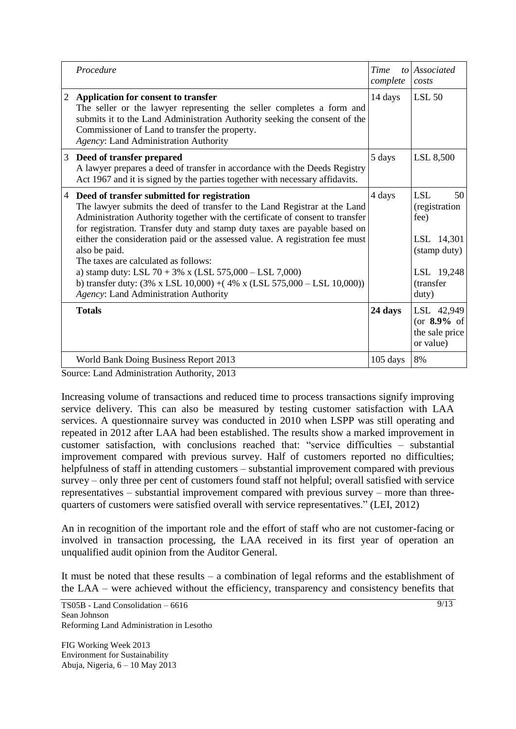| | Procedure | Time to complete | Associated costs |
|---|---|---|---|
| 2 | **Application for consent to transfer**<br>The seller or the lawyer representing the seller completes a form and submits it to the Land Administration Authority seeking the consent of the Commissioner of Land to transfer the property.<br>*Agency*: Land Administration Authority | 14 days | LSL 50 |
| 3 | **Deed of transfer prepared**<br>A lawyer prepares a deed of transfer in accordance with the Deeds Registry Act 1967 and it is signed by the parties together with necessary affidavits. | 5 days | LSL 8,500 |
| 4 | **Deed of transfer submitted for registration**<br>The lawyer submits the deed of transfer to the Land Registrar at the Land Administration Authority together with the certificate of consent to transfer for registration. Transfer duty and stamp duty taxes are payable based on either the consideration paid or the assessed value. A registration fee must also be paid.<br>The taxes are calculated as follows:<br>a) stamp duty: LSL 70 + 3% x (LSL 575,000 – LSL 7,000)<br>b) transfer duty: (3% x LSL 10,000) +( 4% x (LSL 575,000 – LSL 10,000))<br>*Agency*: Land Administration Authority | 4 days | LSL 50 (registration fee)<br><br>LSL 14,301 (stamp duty)<br><br>LSL 19,248 (transfer duty) |
| | **Totals** | **24 days** | LSL 42,949 (or **8.9%** of the sale price or value) |
| | World Bank Doing Business Report 2013 | 105 days | 8% |

Source: Land Administration Authority, 2013

Increasing volume of transactions and reduced time to process transactions signify improving service delivery. This can also be measured by testing customer satisfaction with LAA services. A questionnaire survey was conducted in 2010 when LSPP was still operating and repeated in 2012 after LAA had been established. The results show a marked improvement in customer satisfaction, with conclusions reached that: "service difficulties – substantial improvement compared with previous survey. Half of customers reported no difficulties; helpfulness of staff in attending customers – substantial improvement compared with previous survey – only three per cent of customers found staff not helpful; overall satisfied with service representatives – substantial improvement compared with previous survey – more than three-quarters of customers were satisfied overall with service representatives." (LEI, 2012)

An in recognition of the important role and the effort of staff who are not customer-facing or involved in transaction processing, the LAA received in its first year of operation an unqualified audit opinion from the Auditor General.

It must be noted that these results – a combination of legal reforms and the establishment of the LAA – were achieved without the efficiency, transparency and consistency benefits that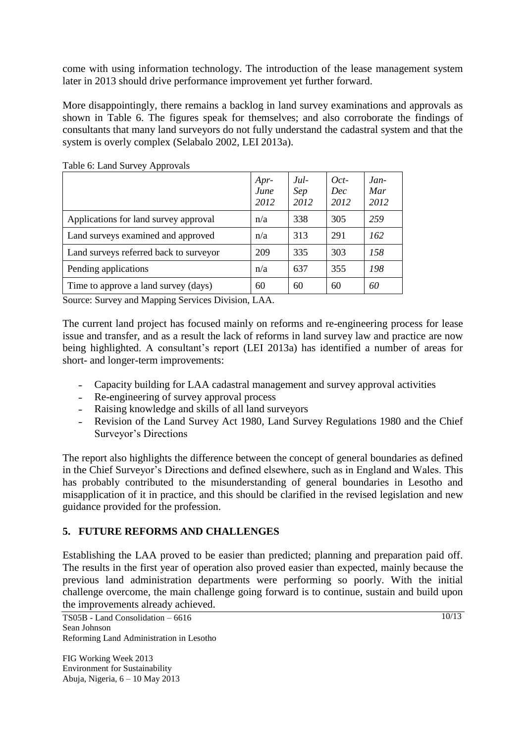come with using information technology. The introduction of the lease management system later in 2013 should drive performance improvement yet further forward.

More disappointingly, there remains a backlog in land survey examinations and approvals as shown in Table 6. The figures speak for themselves; and also corroborate the findings of consultants that many land surveyors do not fully understand the cadastral system and that the system is overly complex (Selabalo 2002, LEI 2013a).

Table 6: Land Survey Approvals

| | *Apr-June 2012* | *Jul-Sep 2012* | *Oct-Dec 2012* | *Jan-Mar 2012* |
|---|---|---|---|---|
| Applications for land survey approval | n/a | 338 | 305 | *259* |
| Land surveys examined and approved | n/a | 313 | 291 | *162* |
| Land surveys referred back to surveyor | 209 | 335 | 303 | *158* |
| Pending applications | n/a | 637 | 355 | *198* |
| Time to approve a land survey (days) | 60 | 60 | 60 | *60* |

Source: Survey and Mapping Services Division, LAA.

The current land project has focused mainly on reforms and re-engineering process for lease issue and transfer, and as a result the lack of reforms in land survey law and practice are now being highlighted. A consultant's report (LEI 2013a) has identified a number of areas for short- and longer-term improvements:

- Capacity building for LAA cadastral management and survey approval activities
- Re-engineering of survey approval process
- Raising knowledge and skills of all land surveyors
- Revision of the Land Survey Act 1980, Land Survey Regulations 1980 and the Chief Surveyor's Directions

The report also highlights the difference between the concept of general boundaries as defined in the Chief Surveyor's Directions and defined elsewhere, such as in England and Wales. This has probably contributed to the misunderstanding of general boundaries in Lesotho and misapplication of it in practice, and this should be clarified in the revised legislation and new guidance provided for the profession.

## 5. FUTURE REFORMS AND CHALLENGES

Establishing the LAA proved to be easier than predicted; planning and preparation paid off. The results in the first year of operation also proved easier than expected, mainly because the previous land administration departments were performing so poorly. With the initial challenge overcome, the main challenge going forward is to continue, sustain and build upon the improvements already achieved.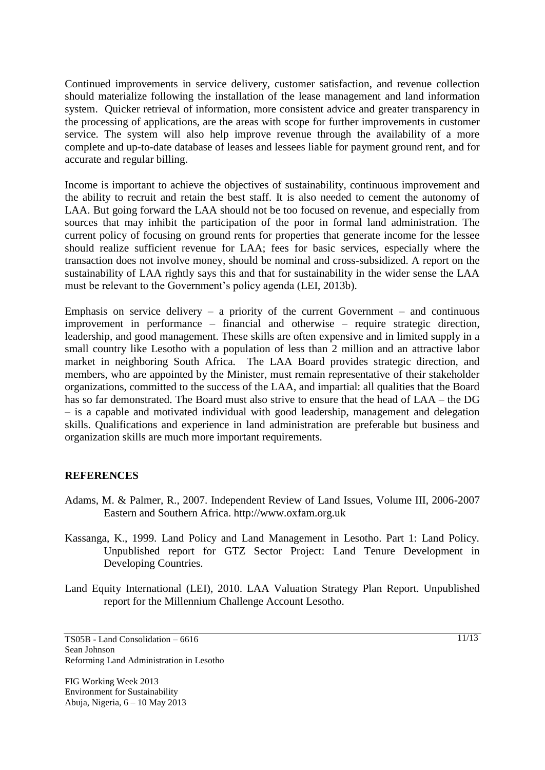Continued improvements in service delivery, customer satisfaction, and revenue collection should materialize following the installation of the lease management and land information system. Quicker retrieval of information, more consistent advice and greater transparency in the processing of applications, are the areas with scope for further improvements in customer service. The system will also help improve revenue through the availability of a more complete and up-to-date database of leases and lessees liable for payment ground rent, and for accurate and regular billing.

Income is important to achieve the objectives of sustainability, continuous improvement and the ability to recruit and retain the best staff. It is also needed to cement the autonomy of LAA. But going forward the LAA should not be too focused on revenue, and especially from sources that may inhibit the participation of the poor in formal land administration. The current policy of focusing on ground rents for properties that generate income for the lessee should realize sufficient revenue for LAA; fees for basic services, especially where the transaction does not involve money, should be nominal and cross-subsidized. A report on the sustainability of LAA rightly says this and that for sustainability in the wider sense the LAA must be relevant to the Government's policy agenda (LEI, 2013b).

Emphasis on service delivery – a priority of the current Government – and continuous improvement in performance – financial and otherwise – require strategic direction, leadership, and good management. These skills are often expensive and in limited supply in a small country like Lesotho with a population of less than 2 million and an attractive labor market in neighboring South Africa. The LAA Board provides strategic direction, and members, who are appointed by the Minister, must remain representative of their stakeholder organizations, committed to the success of the LAA, and impartial: all qualities that the Board has so far demonstrated. The Board must also strive to ensure that the head of LAA – the DG – is a capable and motivated individual with good leadership, management and delegation skills. Qualifications and experience in land administration are preferable but business and organization skills are much more important requirements.

## REFERENCES

Adams, M. & Palmer, R., 2007. Independent Review of Land Issues, Volume III, 2006-2007 Eastern and Southern Africa. http://www.oxfam.org.uk

Kassanga, K., 1999. Land Policy and Land Management in Lesotho. Part 1: Land Policy. Unpublished report for GTZ Sector Project: Land Tenure Development in Developing Countries.

Land Equity International (LEI), 2010. LAA Valuation Strategy Plan Report. Unpublished report for the Millennium Challenge Account Lesotho.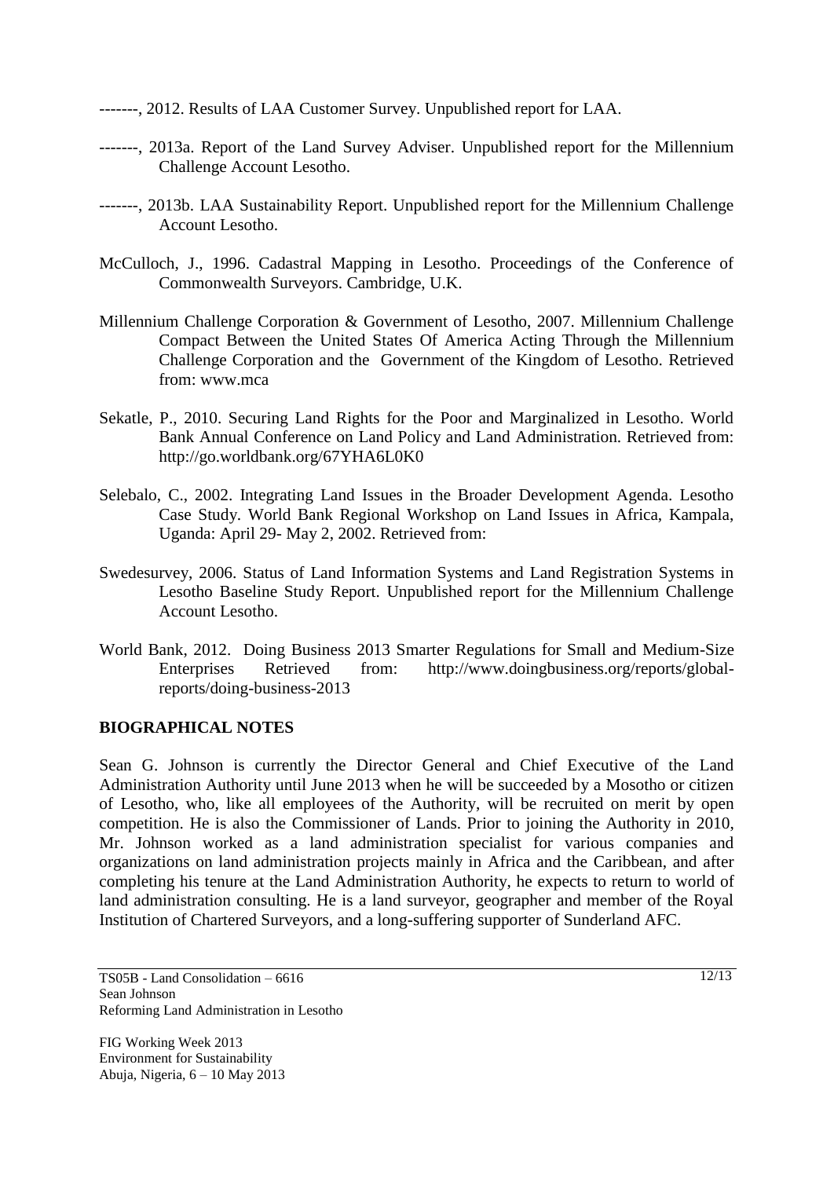-------, 2012. Results of LAA Customer Survey. Unpublished report for LAA.

-------, 2013a. Report of the Land Survey Adviser. Unpublished report for the Millennium Challenge Account Lesotho.

-------, 2013b. LAA Sustainability Report. Unpublished report for the Millennium Challenge Account Lesotho.

McCulloch, J., 1996. Cadastral Mapping in Lesotho. Proceedings of the Conference of Commonwealth Surveyors. Cambridge, U.K.

Millennium Challenge Corporation & Government of Lesotho, 2007. Millennium Challenge Compact Between the United States Of America Acting Through the Millennium Challenge Corporation and the Government of the Kingdom of Lesotho. Retrieved from: www.mca

Sekatle, P., 2010. Securing Land Rights for the Poor and Marginalized in Lesotho. World Bank Annual Conference on Land Policy and Land Administration. Retrieved from: http://go.worldbank.org/67YHA6L0K0

Selebalo, C., 2002. Integrating Land Issues in the Broader Development Agenda. Lesotho Case Study. World Bank Regional Workshop on Land Issues in Africa, Kampala, Uganda: April 29- May 2, 2002. Retrieved from:

Swedesurvey, 2006. Status of Land Information Systems and Land Registration Systems in Lesotho Baseline Study Report. Unpublished report for the Millennium Challenge Account Lesotho.

World Bank, 2012. Doing Business 2013 Smarter Regulations for Small and Medium-Size Enterprises Retrieved from: http://www.doingbusiness.org/reports/global-reports/doing-business-2013

## BIOGRAPHICAL NOTES

Sean G. Johnson is currently the Director General and Chief Executive of the Land Administration Authority until June 2013 when he will be succeeded by a Mosotho or citizen of Lesotho, who, like all employees of the Authority, will be recruited on merit by open competition. He is also the Commissioner of Lands. Prior to joining the Authority in 2010, Mr. Johnson worked as a land administration specialist for various companies and organizations on land administration projects mainly in Africa and the Caribbean, and after completing his tenure at the Land Administration Authority, he expects to return to world of land administration consulting. He is a land surveyor, geographer and member of the Royal Institution of Chartered Surveyors, and a long-suffering supporter of Sunderland AFC.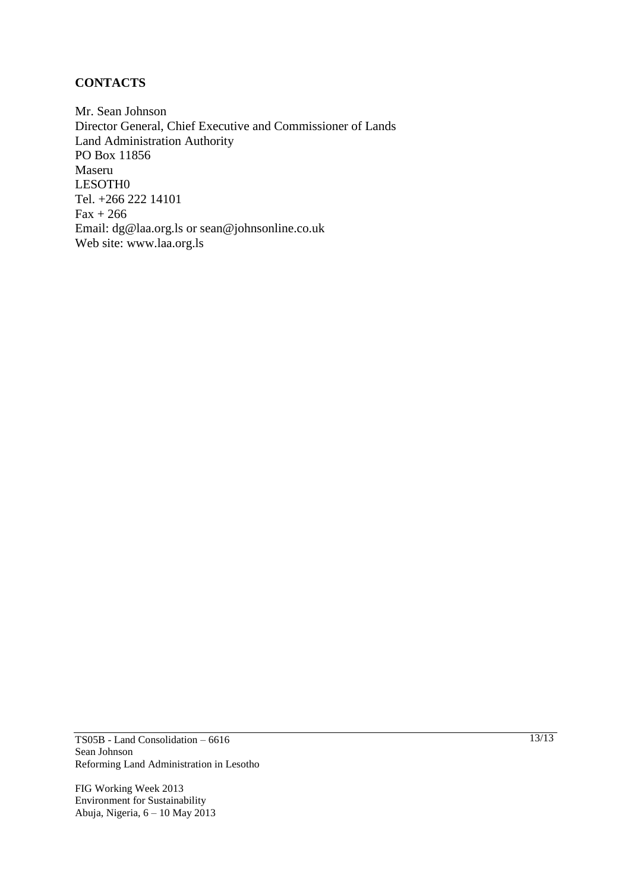## CONTACTS

Mr. Sean Johnson
Director General, Chief Executive and Commissioner of Lands
Land Administration Authority
PO Box 11856
Maseru
LESOTH0
Tel. +266 222 14101
Fax + 266
Email: dg@laa.org.ls or sean@johnsonline.co.uk
Web site: www.laa.org.ls